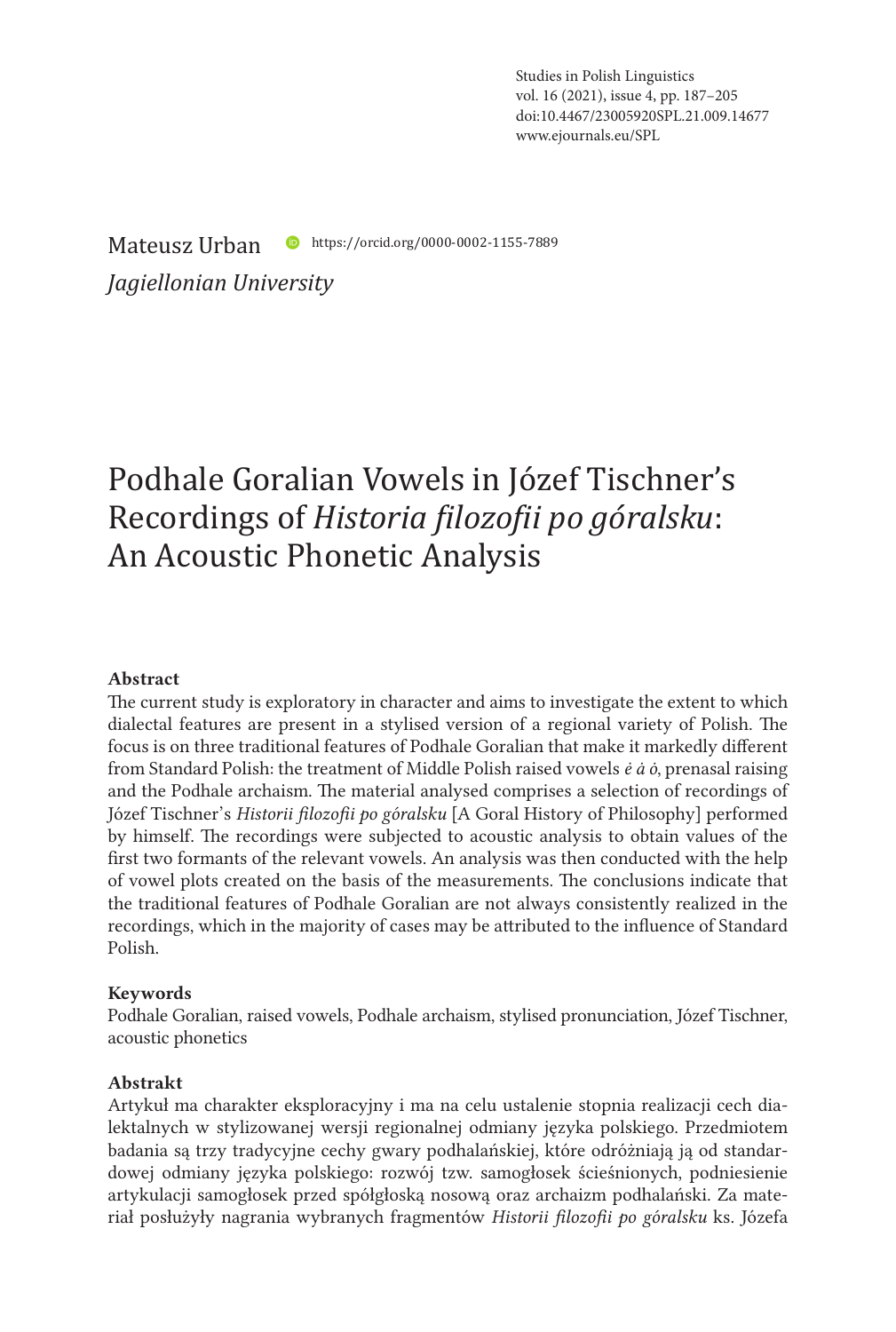Mateusz Urban https://orcid.org/0000-0002-1155-7889

*Jagiellonian University*

# Podhale Goralian Vowels in Józef Tischner's Recordings of *Historia filozofii po góralsku*: An Acoustic Phonetic Analysis

**Abstract**

The current study is exploratory in character and aims to investigate the extent to which dialectal features are present in a stylised version of a regional variety of Polish. The focus is on three traditional features of Podhale Goralian that make it markedly different from Standard Polish: the treatment of Middle Polish raised vowels *ė á ȯ*, prenasal raising and the Podhale archaism. The material analysed comprises a selection of recordings of Józef Tischner's *Historii filozofii po góralsku* [A Goral History of Philosophy] performed by himself. The recordings were subjected to acoustic analysis to obtain values of the first two formants of the relevant vowels. An analysis was then conducted with the help of vowel plots created on the basis of the measurements. The conclusions indicate that the traditional features of Podhale Goralian are not always consistently realized in the recordings, which in the majority of cases may be attributed to the influence of Standard Polish.

**Keywords**

Podhale Goralian, raised vowels, Podhale archaism, stylised pronunciation, Józef Tischner, acoustic phonetics

**Abstrakt**

Artykuł ma charakter eksploracyjny i ma na celu ustalenie stopnia realizacji cech dialektalnych w stylizowanej wersji regionalnej odmiany języka polskiego. Przedmiotem badania są trzy tradycyjne cechy gwary podhalańskiej, które odróżniają ją od standardowej odmiany języka polskiego: rozwój tzw. samogłosek ścieśnionych, podniesienie artykulacji samogłosek przed spółgłoską nosową oraz archaizm podhalański. Za materiał posłużyły nagrania wybranych fragmentów *Historii filozofii po góralsku* ks. Józefa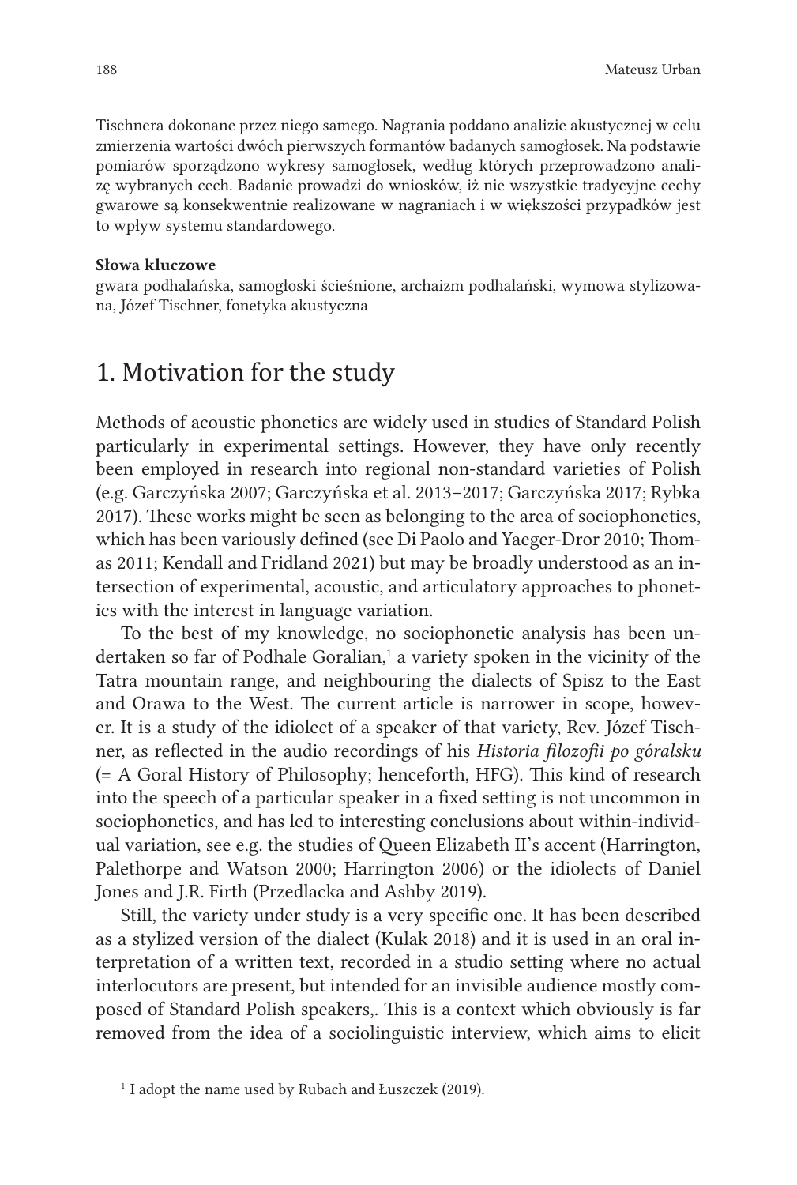Tischnera dokonane przez niego samego. Nagrania poddano analizie akustycznej w celu zmierzenia wartości dwóch pierwszych formantów badanych samogłosek. Na podstawie pomiarów sporządzono wykresy samogłosek, według których przeprowadzono analizę wybranych cech. Badanie prowadzi do wniosków, iż nie wszystkie tradycyjne cechy gwarowe są konsekwentnie realizowane w nagraniach i w większości przypadków jest to wpływ systemu standardowego.

**Słowa kluczowe**

gwara podhalańska, samogłoski ścieśnione, archaizm podhalański, wymowa stylizowana, Józef Tischner, fonetyka akustyczna

## 1. Motivation for the study

Methods of acoustic phonetics are widely used in studies of Standard Polish particularly in experimental settings. However, they have only recently been employed in research into regional non-standard varieties of Polish (e.g. Garczyńska 2007; Garczyńska et al. 2013–2017; Garczyńska 2017; Rybka 2017). These works might be seen as belonging to the area of sociophonetics, which has been variously defined (see Di Paolo and Yaeger-Dror 2010; Thomas 2011; Kendall and Fridland 2021) but may be broadly understood as an intersection of experimental, acoustic, and articulatory approaches to phonetics with the interest in language variation.

To the best of my knowledge, no sociophonetic analysis has been undertaken so far of Podhale Goralian,[1] a variety spoken in the vicinity of the Tatra mountain range, and neighbouring the dialects of Spisz to the East and Orawa to the West. The current article is narrower in scope, however. It is a study of the idiolect of a speaker of that variety, Rev. Józef Tischner, as reflected in the audio recordings of his *Historia filozofii po góralsku* (= A Goral History of Philosophy; henceforth, HFG). This kind of research into the speech of a particular speaker in a fixed setting is not uncommon in sociophonetics, and has led to interesting conclusions about within-individual variation, see e.g. the studies of Queen Elizabeth II's accent (Harrington, Palethorpe and Watson 2000; Harrington 2006) or the idiolects of Daniel Jones and J.R. Firth (Przedlacka and Ashby 2019).

Still, the variety under study is a very specific one. It has been described as a stylized version of the dialect (Kulak 2018) and it is used in an oral interpretation of a written text, recorded in a studio setting where no actual interlocutors are present, but intended for an invisible audience mostly composed of Standard Polish speakers,. This is a context which obviously is far removed from the idea of a sociolinguistic interview, which aims to elicit

[1] I adopt the name used by Rubach and Łuszczek (2019).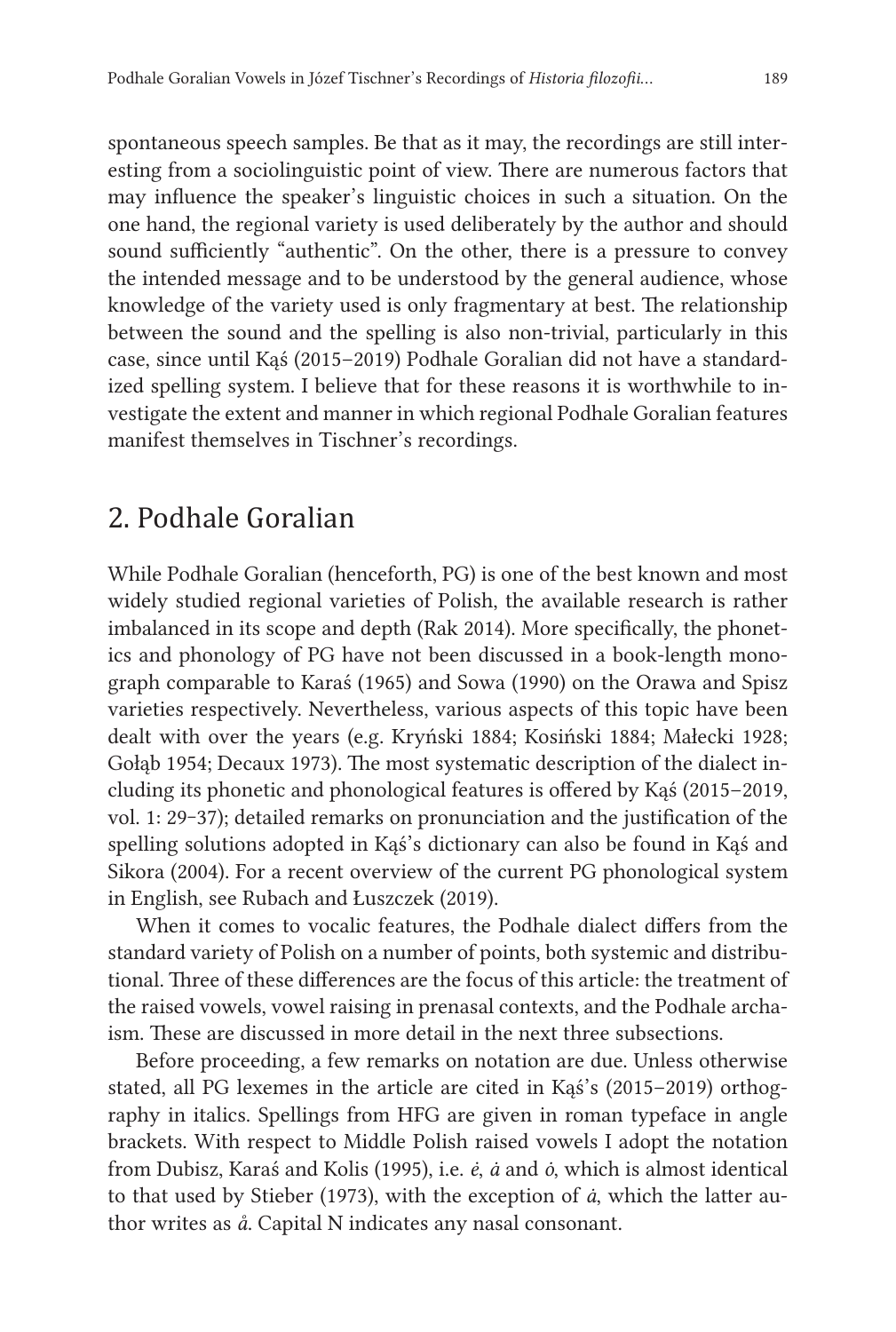spontaneous speech samples. Be that as it may, the recordings are still interesting from a sociolinguistic point of view. There are numerous factors that may influence the speaker's linguistic choices in such a situation. On the one hand, the regional variety is used deliberately by the author and should sound sufficiently "authentic". On the other, there is a pressure to convey the intended message and to be understood by the general audience, whose knowledge of the variety used is only fragmentary at best. The relationship between the sound and the spelling is also non-trivial, particularly in this case, since until Kąś (2015–2019) Podhale Goralian did not have a standardized spelling system. I believe that for these reasons it is worthwhile to investigate the extent and manner in which regional Podhale Goralian features manifest themselves in Tischner's recordings.

## 2. Podhale Goralian

While Podhale Goralian (henceforth, PG) is one of the best known and most widely studied regional varieties of Polish, the available research is rather imbalanced in its scope and depth (Rak 2014). More specifically, the phonetics and phonology of PG have not been discussed in a book-length monograph comparable to Karaś (1965) and Sowa (1990) on the Orawa and Spisz varieties respectively. Nevertheless, various aspects of this topic have been dealt with over the years (e.g. Kryński 1884; Kosiński 1884; Małecki 1928; Gołąb 1954; Decaux 1973). The most systematic description of the dialect including its phonetic and phonological features is offered by Kąś (2015–2019, vol. 1: 29–37); detailed remarks on pronunciation and the justification of the spelling solutions adopted in Kąś's dictionary can also be found in Kąś and Sikora (2004). For a recent overview of the current PG phonological system in English, see Rubach and Łuszczek (2019).

When it comes to vocalic features, the Podhale dialect differs from the standard variety of Polish on a number of points, both systemic and distributional. Three of these differences are the focus of this article: the treatment of the raised vowels, vowel raising in prenasal contexts, and the Podhale archaism. These are discussed in more detail in the next three subsections.

Before proceeding, a few remarks on notation are due. Unless otherwise stated, all PG lexemes in the article are cited in Kąś's (2015–2019) orthography in italics. Spellings from HFG are given in roman typeface in angle brackets. With respect to Middle Polish raised vowels I adopt the notation from Dubisz, Karaś and Kolis (1995), i.e. *ė*, *ȧ* and *ȯ*, which is almost identical to that used by Stieber (1973), with the exception of *ȧ*, which the latter author writes as *å*. Capital N indicates any nasal consonant.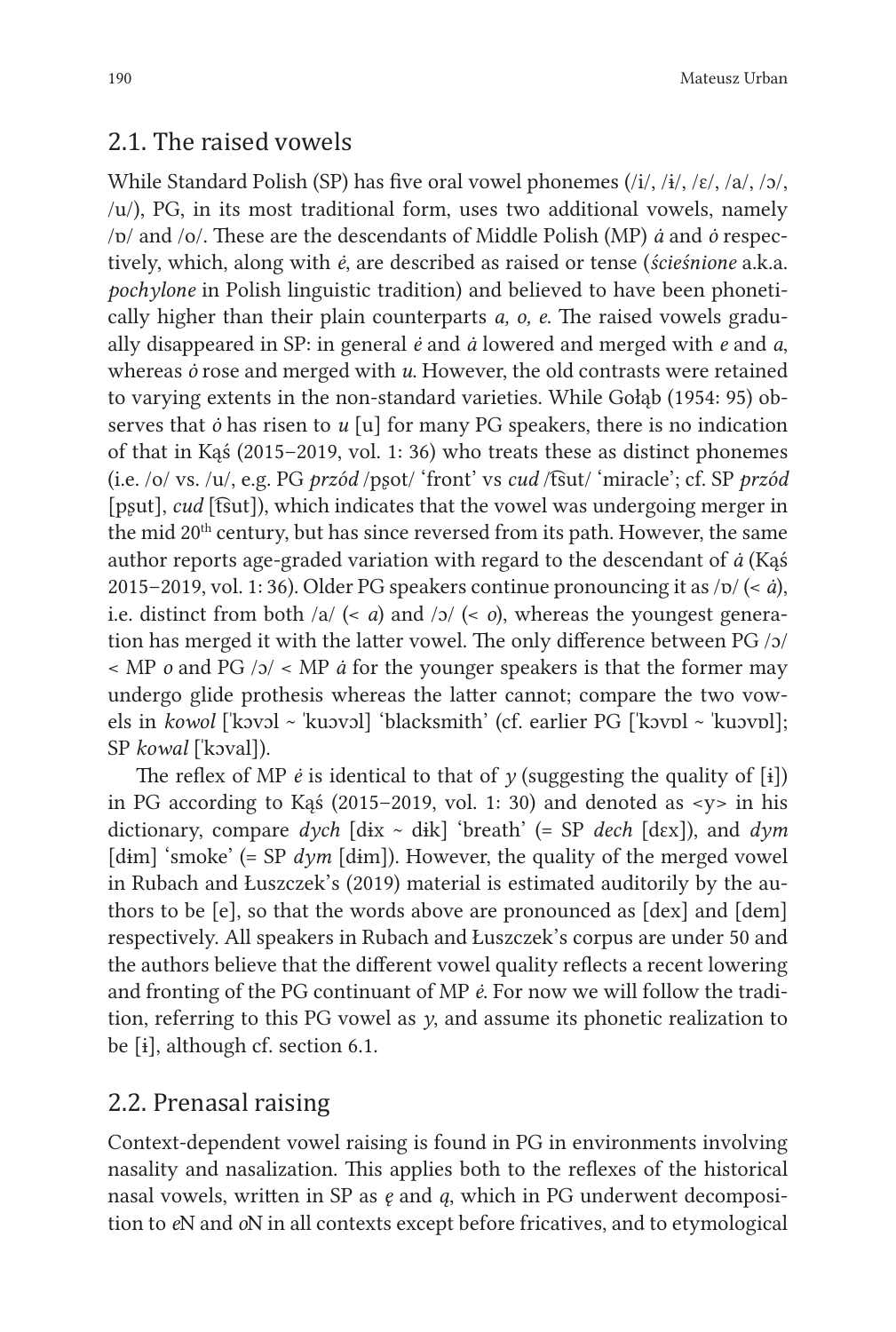## 2.1. The raised vowels

While Standard Polish (SP) has five oral vowel phonemes (/i/, /ɨ/, /ɛ/, /a/, /ɔ/, /u/), PG, in its most traditional form, uses two additional vowels, namely /ɒ/ and /o/. These are the descendants of Middle Polish (MP) *ȧ* and *ȯ* respectively, which, along with *ė*, are described as raised or tense (*ścieśnione* a.k.a. *pochylone* in Polish linguistic tradition) and believed to have been phonetically higher than their plain counterparts *a, o, e*. The raised vowels gradually disappeared in SP: in general *ė* and *ȧ* lowered and merged with *e* and *a*, whereas *ȯ* rose and merged with *u*. However, the old contrasts were retained to varying extents in the non-standard varieties. While Gołąb (1954: 95) observes that *ȯ* has risen to *u* [u] for many PG speakers, there is no indication of that in Kąś (2015–2019, vol. 1: 36) who treats these as distinct phonemes (i.e. /o/ vs. /u/, e.g. PG *przód* /pʂot/ 'front' vs *cud* /t͡sut/ 'miracle'; cf. SP *przód* [pʂut], *cud* [t͡sut]), which indicates that the vowel was undergoing merger in the mid 20th century, but has since reversed from its path. However, the same author reports age-graded variation with regard to the descendant of *ȧ* (Kąś 2015–2019, vol. 1: 36). Older PG speakers continue pronouncing it as /ɒ/ (< *ȧ*), i.e. distinct from both /a/ (< *a*) and /ɔ/ (< *o*), whereas the youngest generation has merged it with the latter vowel. The only difference between PG /ɔ/ < MP *o* and PG /ɔ/ < MP *ȧ* for the younger speakers is that the former may undergo glide prothesis whereas the latter cannot; compare the two vowels in *kowol* [ˈkɔvɔl ~ ˈkuɔvɔl] 'blacksmith' (cf. earlier PG [ˈkɔvɒl ~ ˈkuɔvɒl]; SP *kowal* [ˈkɔval]).

The reflex of MP *ė* is identical to that of *y* (suggesting the quality of [ɨ]) in PG according to Kąś (2015–2019, vol. 1: 30) and denoted as <y> in his dictionary, compare *dych* [dɨx ~ dɨk] 'breath' (= SP *dech* [dɛx]), and *dym* [dɨm] 'smoke' (= SP *dym* [dɨm]). However, the quality of the merged vowel in Rubach and Łuszczek's (2019) material is estimated auditorily by the authors to be [e], so that the words above are pronounced as [dex] and [dem] respectively. All speakers in Rubach and Łuszczek's corpus are under 50 and the authors believe that the different vowel quality reflects a recent lowering and fronting of the PG continuant of MP *ė*. For now we will follow the tradition, referring to this PG vowel as *y*, and assume its phonetic realization to be [ɨ], although cf. section 6.1.

## 2.2. Prenasal raising

Context-dependent vowel raising is found in PG in environments involving nasality and nasalization. This applies both to the reflexes of the historical nasal vowels, written in SP as *ę* and *ą*, which in PG underwent decomposition to *e*N and *o*N in all contexts except before fricatives, and to etymological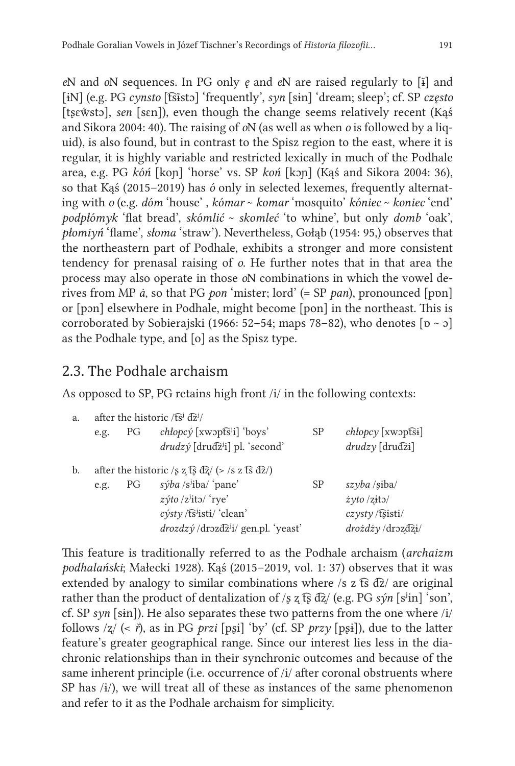*e*N and *o*N sequences. In PG only *ę* and *e*N are raised regularly to [ɨ̃] and [ɨN] (e.g. PG *cynsto* [t͡sɨ̃stɔ] 'frequently', *syn* [sɨn] 'dream; sleep'; cf. SP *często* [t͡ʂɛw̃stɔ], *sen* [sɛn]), even though the change seems relatively recent (Kąś and Sikora 2004: 40). The raising of *o*N (as well as when *o* is followed by a liquid), is also found, but in contrast to the Spisz region to the east, where it is regular, it is highly variable and restricted lexically in much of the Podhale area, e.g. PG *kóń* [koɲ] 'horse' vs. SP *koń* [kɔɲ] (Kąś and Sikora 2004: 36), so that Kąś (2015–2019) has *ó* only in selected lexemes, frequently alternating with *o* (e.g. *dóm* 'house' , *kómar* ~ *komar* 'mosquito' *kóniec* ~ *koniec* 'end' *podpłómyk* 'flat bread', *skómlić* ~ *skomleć* 'to whine', but only *domb* 'oak', *płomiyń* 'flame', *słoma* 'straw'). Nevertheless, Gołąb (1954: 95,) observes that the northeastern part of Podhale, exhibits a stronger and more consistent tendency for prenasal raising of *o*. He further notes that in that area the process may also operate in those *o*N combinations in which the vowel derives from MP *á*, so that PG *pon* 'mister; lord' (= SP *pan*), pronounced [pɒn] or [pɔn] elsewhere in Podhale, might become [pon] in the northeast. This is corroborated by Sobierajski (1966: 52–54; maps 78–82), who denotes [ɒ ~ ɔ] as the Podhale type, and [o] as the Spisz type.

## 2.3. The Podhale archaism

As opposed to SP, PG retains high front /i/ in the following contexts:

a. after the historic /t͡sʲ d͡zʲ/

| | | | | |
|---|---|---|---|---|
| e.g. | PG | *chłopcý* [xwɔpt͡sʲi] 'boys' | SP | *chłopcy* [xwɔpt͡sɨ] |
| | | *drudzý* [drud͡zʲi] pl. 'second' | | *drudzy* [drud͡zɨ] |

b. after the historic /ʂ ʐ t͡ʂ d͡ʐ/ (> /s z t͡s d͡z/)

| | | | | |
|---|---|---|---|---|
| e.g. | PG | *sýba* /sʲiba/ 'pane' | SP | *szyba* /ʂɨba/ |
| | | *zýto* /zʲitɔ/ 'rye' | | *żyto* /ʐɨtɔ/ |
| | | *cýsty* /t͡sʲistɨ/ 'clean' | | *czysty* /t͡ʂɨstɨ/ |
| | | *drozdzý* /drɔzd͡zʲi/ gen.pl. 'yeast' | | *drożdży* /drɔʐd͡ʐɨ/ |

This feature is traditionally referred to as the Podhale archaism (*archaizm podhalański*; Małecki 1928). Kąś (2015–2019, vol. 1: 37) observes that it was extended by analogy to similar combinations where /s z t͡s d͡z/ are original rather than the product of dentalization of /ʂ ʐ t͡ʂ d͡ʐ/ (e.g. PG *sýn* [sʲin] 'son', cf. SP *syn* [sɨn]). He also separates these two patterns from the one where /i/ follows /ʐ/ (< *ř*), as in PG *przi* [pʂi] 'by' (cf. SP *przy* [pʂɨ]), due to the latter feature's greater geographical range. Since our interest lies less in the diachronic relationships than in their synchronic outcomes and because of the same inherent principle (i.e. occurrence of /i/ after coronal obstruents where SP has /ɨ/), we will treat all of these as instances of the same phenomenon and refer to it as the Podhale archaism for simplicity.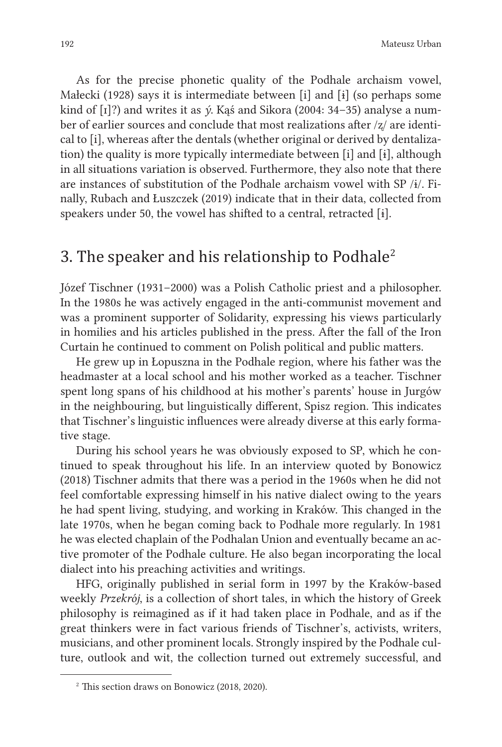As for the precise phonetic quality of the Podhale archaism vowel, Małecki (1928) says it is intermediate between [i] and [ɨ] (so perhaps some kind of [ɪ]?) and writes it as *ý*. Kąś and Sikora (2004: 34–35) analyse a number of earlier sources and conclude that most realizations after /ʐ/ are identical to [i], whereas after the dentals (whether original or derived by dentalization) the quality is more typically intermediate between [i] and [ɨ], although in all situations variation is observed. Furthermore, they also note that there are instances of substitution of the Podhale archaism vowel with SP /ɨ/. Finally, Rubach and Łuszczek (2019) indicate that in their data, collected from speakers under 50, the vowel has shifted to a central, retracted [ɨ].

## 3. The speaker and his relationship to Podhale[2]

Józef Tischner (1931–2000) was a Polish Catholic priest and a philosopher. In the 1980s he was actively engaged in the anti-communist movement and was a prominent supporter of Solidarity, expressing his views particularly in homilies and his articles published in the press. After the fall of the Iron Curtain he continued to comment on Polish political and public matters.

He grew up in Łopuszna in the Podhale region, where his father was the headmaster at a local school and his mother worked as a teacher. Tischner spent long spans of his childhood at his mother's parents' house in Jurgów in the neighbouring, but linguistically different, Spisz region. This indicates that Tischner's linguistic influences were already diverse at this early formative stage.

During his school years he was obviously exposed to SP, which he continued to speak throughout his life. In an interview quoted by Bonowicz (2018) Tischner admits that there was a period in the 1960s when he did not feel comfortable expressing himself in his native dialect owing to the years he had spent living, studying, and working in Kraków. This changed in the late 1970s, when he began coming back to Podhale more regularly. In 1981 he was elected chaplain of the Podhalan Union and eventually became an active promoter of the Podhale culture. He also began incorporating the local dialect into his preaching activities and writings.

HFG, originally published in serial form in 1997 by the Kraków-based weekly *Przekrój*, is a collection of short tales, in which the history of Greek philosophy is reimagined as if it had taken place in Podhale, and as if the great thinkers were in fact various friends of Tischner's, activists, writers, musicians, and other prominent locals. Strongly inspired by the Podhale culture, outlook and wit, the collection turned out extremely successful, and

[2] This section draws on Bonowicz (2018, 2020).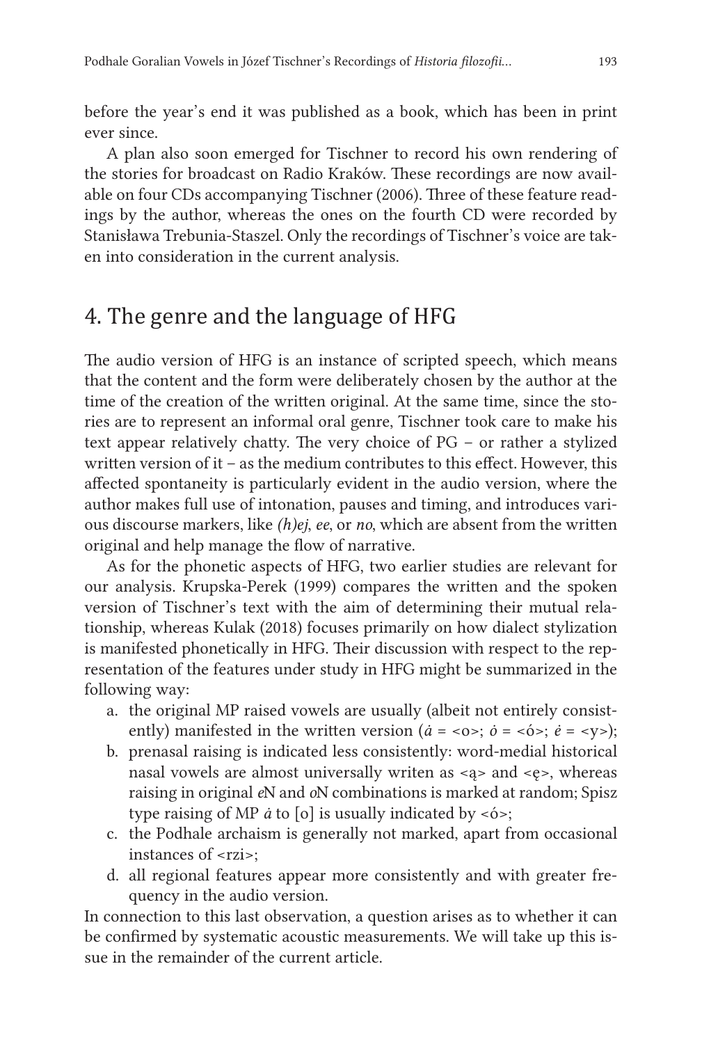before the year's end it was published as a book, which has been in print ever since.

A plan also soon emerged for Tischner to record his own rendering of the stories for broadcast on Radio Kraków. These recordings are now available on four CDs accompanying Tischner (2006). Three of these feature readings by the author, whereas the ones on the fourth CD were recorded by Stanisława Trebunia-Staszel. Only the recordings of Tischner's voice are taken into consideration in the current analysis.

## 4. The genre and the language of HFG

The audio version of HFG is an instance of scripted speech, which means that the content and the form were deliberately chosen by the author at the time of the creation of the written original. At the same time, since the stories are to represent an informal oral genre, Tischner took care to make his text appear relatively chatty. The very choice of PG – or rather a stylized written version of it – as the medium contributes to this effect. However, this affected spontaneity is particularly evident in the audio version, where the author makes full use of intonation, pauses and timing, and introduces various discourse markers, like *(h)ej*, *ee*, or *no*, which are absent from the written original and help manage the flow of narrative.

As for the phonetic aspects of HFG, two earlier studies are relevant for our analysis. Krupska-Perek (1999) compares the written and the spoken version of Tischner's text with the aim of determining their mutual relationship, whereas Kulak (2018) focuses primarily on how dialect stylization is manifested phonetically in HFG. Their discussion with respect to the representation of the features under study in HFG might be summarized in the following way:

a. the original MP raised vowels are usually (albeit not entirely consistently) manifested in the written version (*ȧ* = <o>; *ȯ* = <ó>; *ė* = <y>);
b. prenasal raising is indicated less consistently: word-medial historical nasal vowels are almost universally writen as <ą> and <ę>, whereas raising in original *e*N and *o*N combinations is marked at random; Spisz type raising of MP *ȧ* to [o] is usually indicated by <ó>;
c. the Podhale archaism is generally not marked, apart from occasional instances of <rzi>;
d. all regional features appear more consistently and with greater frequency in the audio version.

In connection to this last observation, a question arises as to whether it can be confirmed by systematic acoustic measurements. We will take up this issue in the remainder of the current article.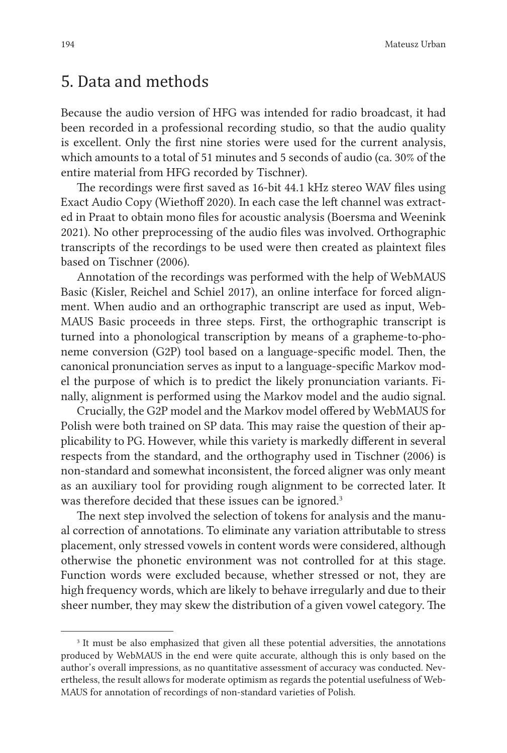## 5. Data and methods

Because the audio version of HFG was intended for radio broadcast, it had been recorded in a professional recording studio, so that the audio quality is excellent. Only the first nine stories were used for the current analysis, which amounts to a total of 51 minutes and 5 seconds of audio (ca. 30% of the entire material from HFG recorded by Tischner).

The recordings were first saved as 16-bit 44.1 kHz stereo WAV files using Exact Audio Copy (Wiethoff 2020). In each case the left channel was extracted in Praat to obtain mono files for acoustic analysis (Boersma and Weenink 2021). No other preprocessing of the audio files was involved. Orthographic transcripts of the recordings to be used were then created as plaintext files based on Tischner (2006).

Annotation of the recordings was performed with the help of WebMAUS Basic (Kisler, Reichel and Schiel 2017), an online interface for forced alignment. When audio and an orthographic transcript are used as input, WebMAUS Basic proceeds in three steps. First, the orthographic transcript is turned into a phonological transcription by means of a grapheme-to-phoneme conversion (G2P) tool based on a language-specific model. Then, the canonical pronunciation serves as input to a language-specific Markov model the purpose of which is to predict the likely pronunciation variants. Finally, alignment is performed using the Markov model and the audio signal.

Crucially, the G2P model and the Markov model offered by WebMAUS for Polish were both trained on SP data. This may raise the question of their applicability to PG. However, while this variety is markedly different in several respects from the standard, and the orthography used in Tischner (2006) is non-standard and somewhat inconsistent, the forced aligner was only meant as an auxiliary tool for providing rough alignment to be corrected later. It was therefore decided that these issues can be ignored.[3]

The next step involved the selection of tokens for analysis and the manual correction of annotations. To eliminate any variation attributable to stress placement, only stressed vowels in content words were considered, although otherwise the phonetic environment was not controlled for at this stage. Function words were excluded because, whether stressed or not, they are high frequency words, which are likely to behave irregularly and due to their sheer number, they may skew the distribution of a given vowel category. The

[3] It must be also emphasized that given all these potential adversities, the annotations produced by WebMAUS in the end were quite accurate, although this is only based on the author's overall impressions, as no quantitative assessment of accuracy was conducted. Nevertheless, the result allows for moderate optimism as regards the potential usefulness of WebMAUS for annotation of recordings of non-standard varieties of Polish.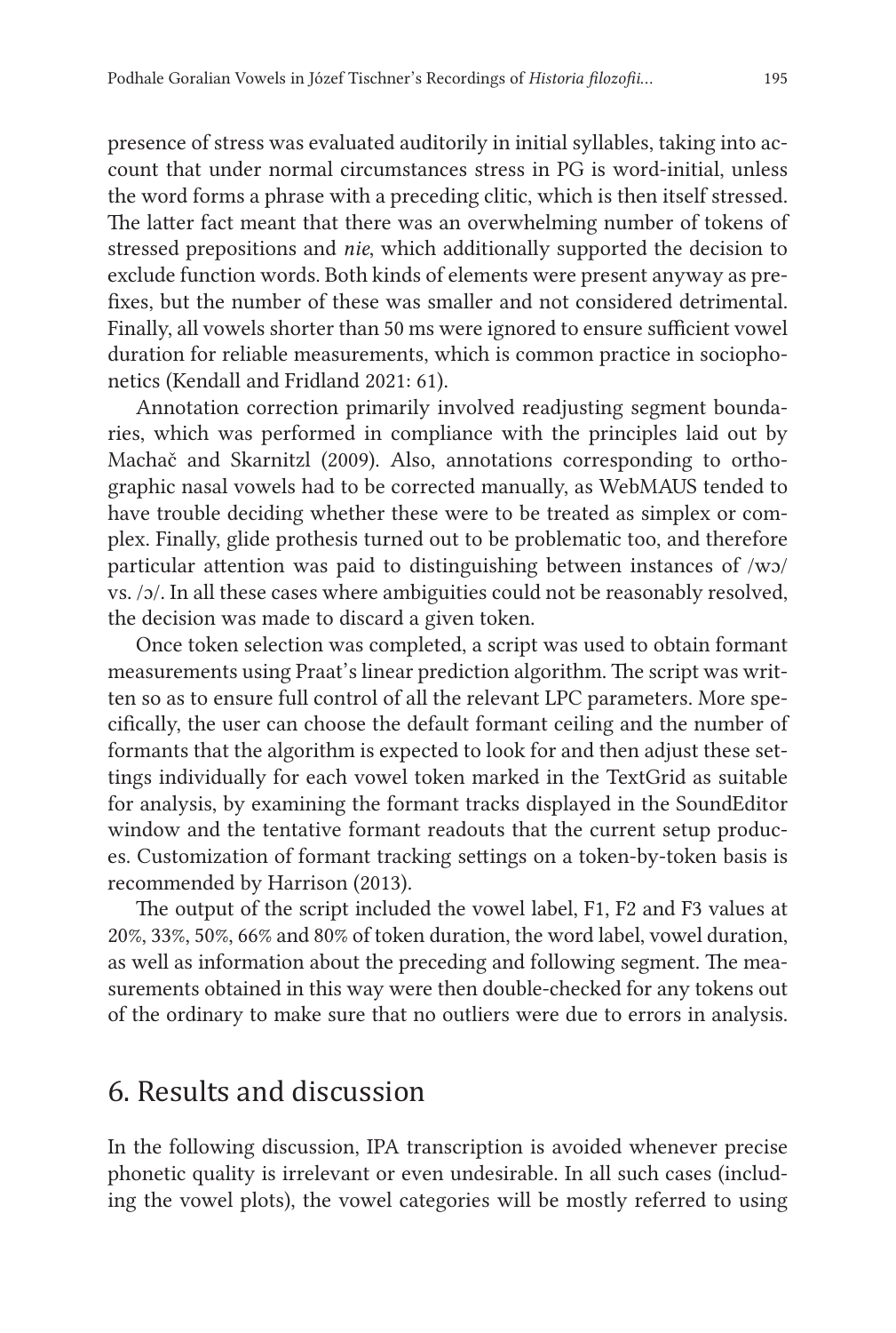presence of stress was evaluated auditorily in initial syllables, taking into account that under normal circumstances stress in PG is word-initial, unless the word forms a phrase with a preceding clitic, which is then itself stressed. The latter fact meant that there was an overwhelming number of tokens of stressed prepositions and *nie*, which additionally supported the decision to exclude function words. Both kinds of elements were present anyway as prefixes, but the number of these was smaller and not considered detrimental. Finally, all vowels shorter than 50 ms were ignored to ensure sufficient vowel duration for reliable measurements, which is common practice in sociophonetics (Kendall and Fridland 2021: 61).

Annotation correction primarily involved readjusting segment boundaries, which was performed in compliance with the principles laid out by Machač and Skarnitzl (2009). Also, annotations corresponding to orthographic nasal vowels had to be corrected manually, as WebMAUS tended to have trouble deciding whether these were to be treated as simplex or complex. Finally, glide prothesis turned out to be problematic too, and therefore particular attention was paid to distinguishing between instances of /wɔ/ vs. /ɔ/. In all these cases where ambiguities could not be reasonably resolved, the decision was made to discard a given token.

Once token selection was completed, a script was used to obtain formant measurements using Praat's linear prediction algorithm. The script was written so as to ensure full control of all the relevant LPC parameters. More specifically, the user can choose the default formant ceiling and the number of formants that the algorithm is expected to look for and then adjust these settings individually for each vowel token marked in the TextGrid as suitable for analysis, by examining the formant tracks displayed in the SoundEditor window and the tentative formant readouts that the current setup produces. Customization of formant tracking settings on a token-by-token basis is recommended by Harrison (2013).

The output of the script included the vowel label, F1, F2 and F3 values at 20%, 33%, 50%, 66% and 80% of token duration, the word label, vowel duration, as well as information about the preceding and following segment. The measurements obtained in this way were then double-checked for any tokens out of the ordinary to make sure that no outliers were due to errors in analysis.

## 6. Results and discussion

In the following discussion, IPA transcription is avoided whenever precise phonetic quality is irrelevant or even undesirable. In all such cases (including the vowel plots), the vowel categories will be mostly referred to using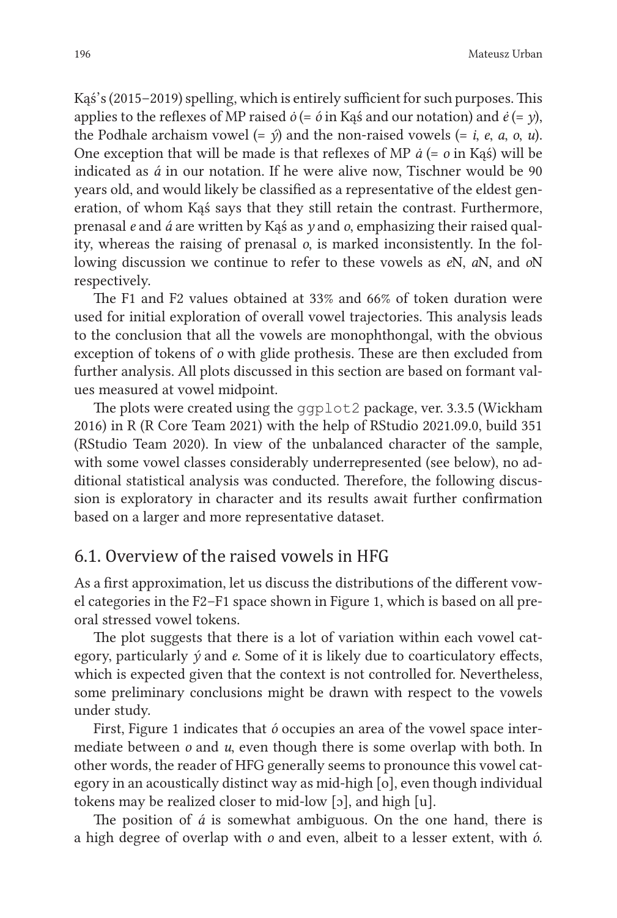Kąś's (2015–2019) spelling, which is entirely sufficient for such purposes. This applies to the reflexes of MP raised *ȯ* (= *ó* in Kąś and our notation) and *ė* (= *y*), the Podhale archaism vowel (= *ý*) and the non-raised vowels (= *i*, *e*, *a*, *o*, *u*). One exception that will be made is that reflexes of MP *ȧ* (= *o* in Kąś) will be indicated as *á* in our notation. If he were alive now, Tischner would be 90 years old, and would likely be classified as a representative of the eldest generation, of whom Kąś says that they still retain the contrast. Furthermore, prenasal *e* and *á* are written by Kąś as *y* and *o*, emphasizing their raised quality, whereas the raising of prenasal *o*, is marked inconsistently. In the following discussion we continue to refer to these vowels as *e*N, *a*N, and *o*N respectively.

The F1 and F2 values obtained at 33% and 66% of token duration were used for initial exploration of overall vowel trajectories. This analysis leads to the conclusion that all the vowels are monophthongal, with the obvious exception of tokens of *o* with glide prothesis. These are then excluded from further analysis. All plots discussed in this section are based on formant values measured at vowel midpoint.

The plots were created using the `ggplot2` package, ver. 3.3.5 (Wickham 2016) in R (R Core Team 2021) with the help of RStudio 2021.09.0, build 351 (RStudio Team 2020). In view of the unbalanced character of the sample, with some vowel classes considerably underrepresented (see below), no additional statistical analysis was conducted. Therefore, the following discussion is exploratory in character and its results await further confirmation based on a larger and more representative dataset.

## 6.1. Overview of the raised vowels in HFG

As a first approximation, let us discuss the distributions of the different vowel categories in the F2–F1 space shown in Figure 1, which is based on all preoral stressed vowel tokens.

The plot suggests that there is a lot of variation within each vowel category, particularly *ý* and *e*. Some of it is likely due to coarticulatory effects, which is expected given that the context is not controlled for. Nevertheless, some preliminary conclusions might be drawn with respect to the vowels under study.

First, Figure 1 indicates that *ó* occupies an area of the vowel space intermediate between *o* and *u*, even though there is some overlap with both. In other words, the reader of HFG generally seems to pronounce this vowel category in an acoustically distinct way as mid-high [o], even though individual tokens may be realized closer to mid-low [ɔ], and high [u].

The position of *á* is somewhat ambiguous. On the one hand, there is a high degree of overlap with *o* and even, albeit to a lesser extent, with *ó*.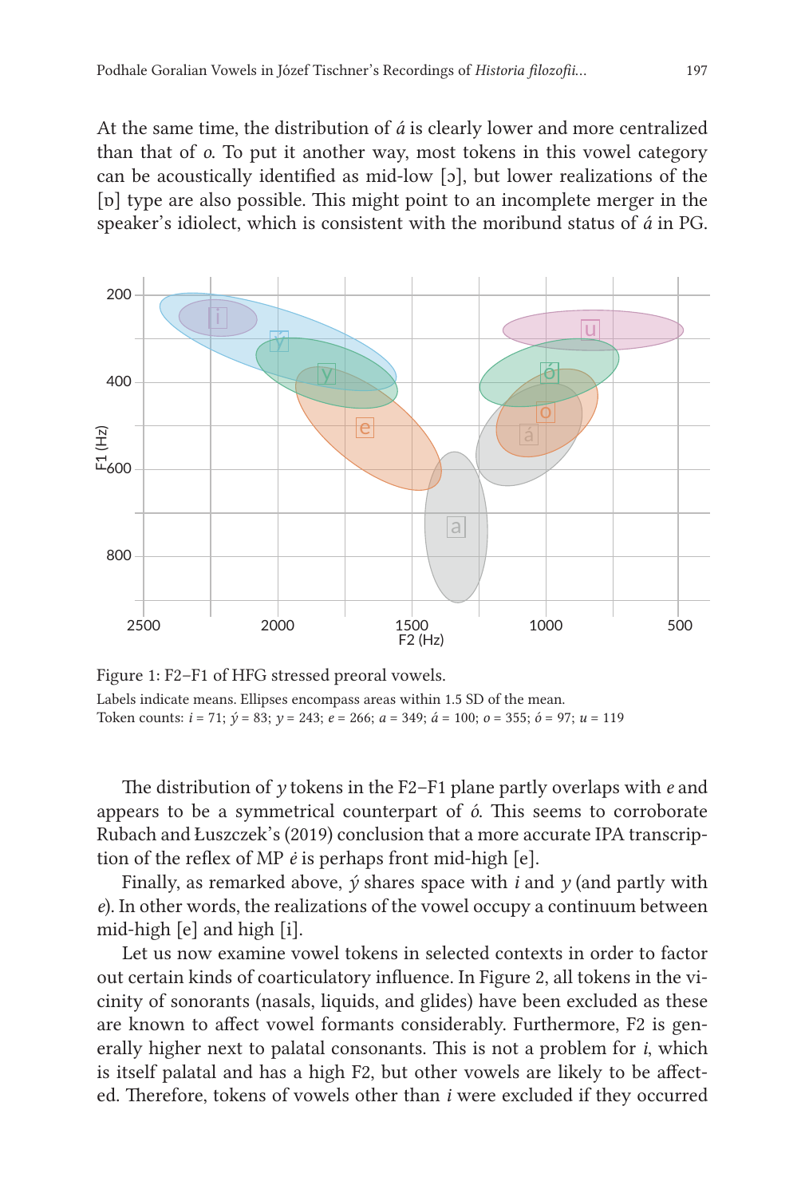At the same time, the distribution of *á* is clearly lower and more centralized than that of *o*. To put it another way, most tokens in this vowel category can be acoustically identified as mid-low [ɔ], but lower realizations of the [ɒ] type are also possible. This might point to an incomplete merger in the speaker's idiolect, which is consistent with the moribund status of *á* in PG.

Figure 1: F2–F1 of HFG stressed preoral vowels.

Labels indicate means. Ellipses encompass areas within 1.5 SD of the mean.

Token counts: *i* = 71; *ý* = 83; *y* = 243; *e* = 266; *a* = 349; *á* = 100; *o* = 355; *ó* = 97; *u* = 119

The distribution of *y* tokens in the F2–F1 plane partly overlaps with *e* and appears to be a symmetrical counterpart of *ó*. This seems to corroborate Rubach and Łuszczek's (2019) conclusion that a more accurate IPA transcription of the reflex of MP *ė* is perhaps front mid-high [e].

Finally, as remarked above, *ý* shares space with *i* and *y* (and partly with *e*). In other words, the realizations of the vowel occupy a continuum between mid-high [e] and high [i].

Let us now examine vowel tokens in selected contexts in order to factor out certain kinds of coarticulatory influence. In Figure 2, all tokens in the vicinity of sonorants (nasals, liquids, and glides) have been excluded as these are known to affect vowel formants considerably. Furthermore, F2 is generally higher next to palatal consonants. This is not a problem for *i*, which is itself palatal and has a high F2, but other vowels are likely to be affected. Therefore, tokens of vowels other than *i* were excluded if they occurred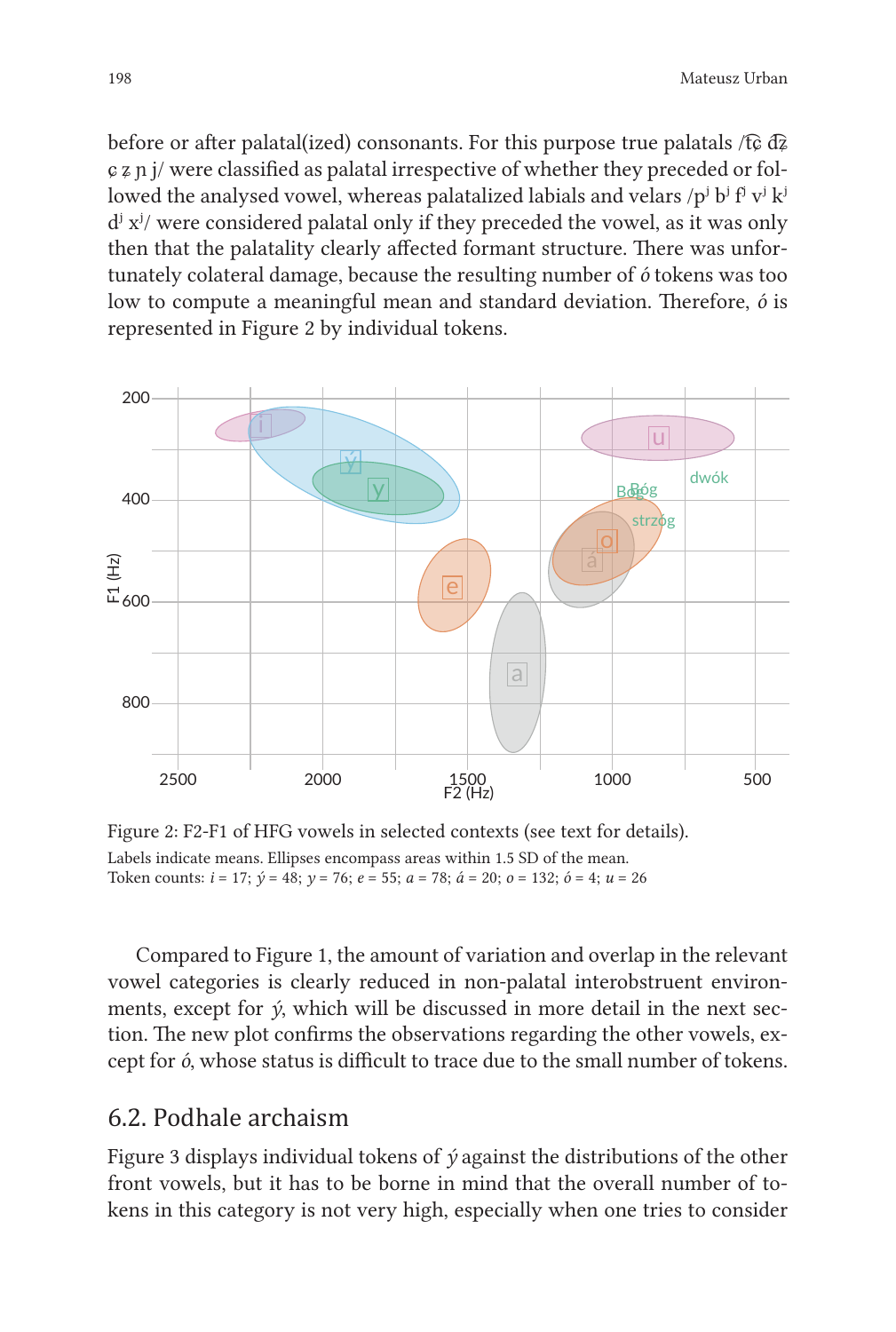before or after palatal(ized) consonants. For this purpose true palatals /t͡ɕ d͡ʑ ɕ ʑ ɲ j/ were classified as palatal irrespective of whether they preceded or followed the analysed vowel, whereas palatalized labials and velars /pʲ bʲ fʲ vʲ kʲ dʲ xʲ/ were considered palatal only if they preceded the vowel, as it was only then that the palatality clearly affected formant structure. There was unfortunately colateral damage, because the resulting number of *ó* tokens was too low to compute a meaningful mean and standard deviation. Therefore, *ó* is represented in Figure 2 by individual tokens.

Figure 2: F2-F1 of HFG vowels in selected contexts (see text for details).
Labels indicate means. Ellipses encompass areas within 1.5 SD of the mean.
Token counts: *i* = 17; *ý* = 48; *y* = 76; *e* = 55; *a* = 78; *á* = 20; *o* = 132; *ó* = 4; *u* = 26

Compared to Figure 1, the amount of variation and overlap in the relevant vowel categories is clearly reduced in non-palatal interobstruent environments, except for *ý*, which will be discussed in more detail in the next section. The new plot confirms the observations regarding the other vowels, except for *ó*, whose status is difficult to trace due to the small number of tokens.

## 6.2. Podhale archaism

Figure 3 displays individual tokens of *ý* against the distributions of the other front vowels, but it has to be borne in mind that the overall number of tokens in this category is not very high, especially when one tries to consider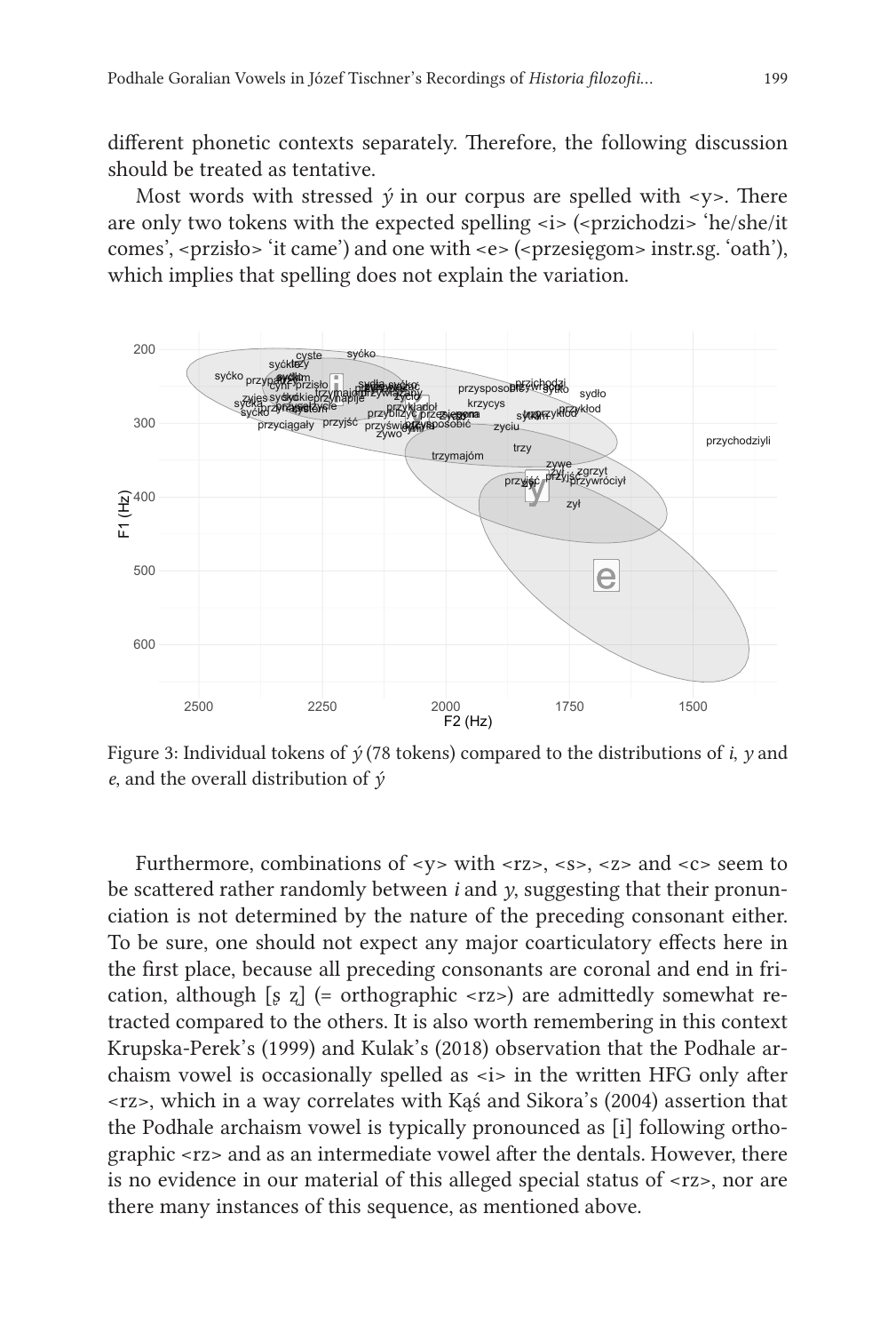different phonetic contexts separately. Therefore, the following discussion should be treated as tentative.

Most words with stressed *ý* in our corpus are spelled with <y>. There are only two tokens with the expected spelling <i> (<przichodzi> 'he/she/it comes', <przisło> 'it came') and one with <e> (<przesięgom> instr.sg. 'oath'), which implies that spelling does not explain the variation.

Figure 3: Individual tokens of *ý* (78 tokens) compared to the distributions of *i*, *y* and *e*, and the overall distribution of *ý*

Furthermore, combinations of <y> with <rz>, <s>, <z> and <c> seem to be scattered rather randomly between *i* and *y*, suggesting that their pronunciation is not determined by the nature of the preceding consonant either. To be sure, one should not expect any major coarticulatory effects here in the first place, because all preceding consonants are coronal and end in frication, although [ʂ ʐ] (= orthographic <rz>) are admittedly somewhat retracted compared to the others. It is also worth remembering in this context Krupska-Perek's (1999) and Kulak's (2018) observation that the Podhale archaism vowel is occasionally spelled as <i> in the written HFG only after <rz>, which in a way correlates with Kąś and Sikora's (2004) assertion that the Podhale archaism vowel is typically pronounced as [i] following orthographic <rz> and as an intermediate vowel after the dentals. However, there is no evidence in our material of this alleged special status of <rz>, nor are there many instances of this sequence, as mentioned above.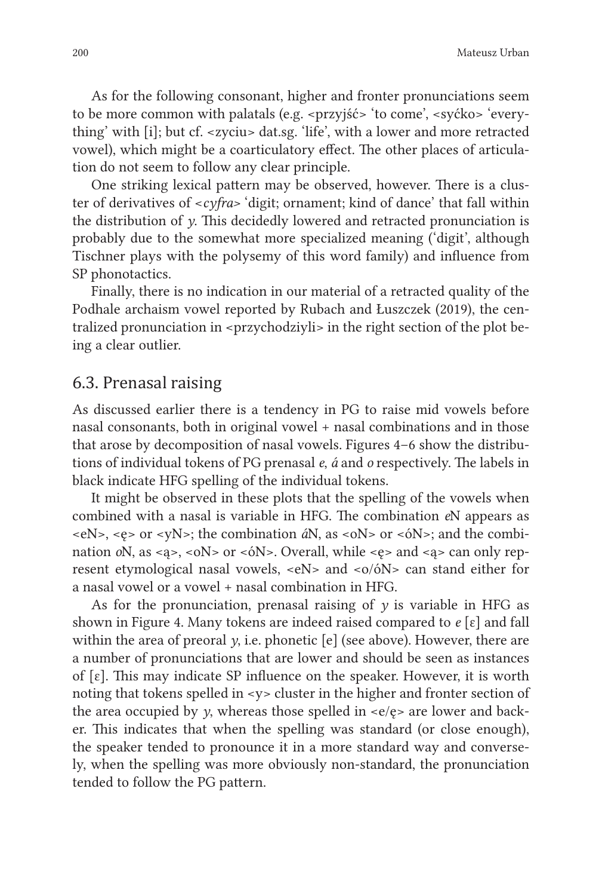As for the following consonant, higher and fronter pronunciations seem to be more common with palatals (e.g. <przyjść> 'to come', <syćko> 'everything' with [i]; but cf. <zyciu> dat.sg. 'life', with a lower and more retracted vowel), which might be a coarticulatory effect. The other places of articulation do not seem to follow any clear principle.

One striking lexical pattern may be observed, however. There is a cluster of derivatives of <*cyfra*> 'digit; ornament; kind of dance' that fall within the distribution of *y*. This decidedly lowered and retracted pronunciation is probably due to the somewhat more specialized meaning ('digit', although Tischner plays with the polysemy of this word family) and influence from SP phonotactics.

Finally, there is no indication in our material of a retracted quality of the Podhale archaism vowel reported by Rubach and Łuszczek (2019), the centralized pronunciation in <przychodziyli> in the right section of the plot being a clear outlier.

## 6.3. Prenasal raising

As discussed earlier there is a tendency in PG to raise mid vowels before nasal consonants, both in original vowel + nasal combinations and in those that arose by decomposition of nasal vowels. Figures 4–6 show the distributions of individual tokens of PG prenasal *e*, *á* and *o* respectively. The labels in black indicate HFG spelling of the individual tokens.

It might be observed in these plots that the spelling of the vowels when combined with a nasal is variable in HFG. The combination *e*N appears as <eN>, <ę> or <yN>; the combination *á*N, as <oN> or <óN>; and the combination *o*N, as <ą>, <oN> or <óN>. Overall, while <ę> and <ą> can only represent etymological nasal vowels, <eN> and <o/óN> can stand either for a nasal vowel or a vowel + nasal combination in HFG.

As for the pronunciation, prenasal raising of *y* is variable in HFG as shown in Figure 4. Many tokens are indeed raised compared to *e* [ɛ] and fall within the area of preoral *y*, i.e. phonetic [e] (see above). However, there are a number of pronunciations that are lower and should be seen as instances of [ɛ]. This may indicate SP influence on the speaker. However, it is worth noting that tokens spelled in <y> cluster in the higher and fronter section of the area occupied by *y*, whereas those spelled in <e/ę> are lower and backer. This indicates that when the spelling was standard (or close enough), the speaker tended to pronounce it in a more standard way and conversely, when the spelling was more obviously non-standard, the pronunciation tended to follow the PG pattern.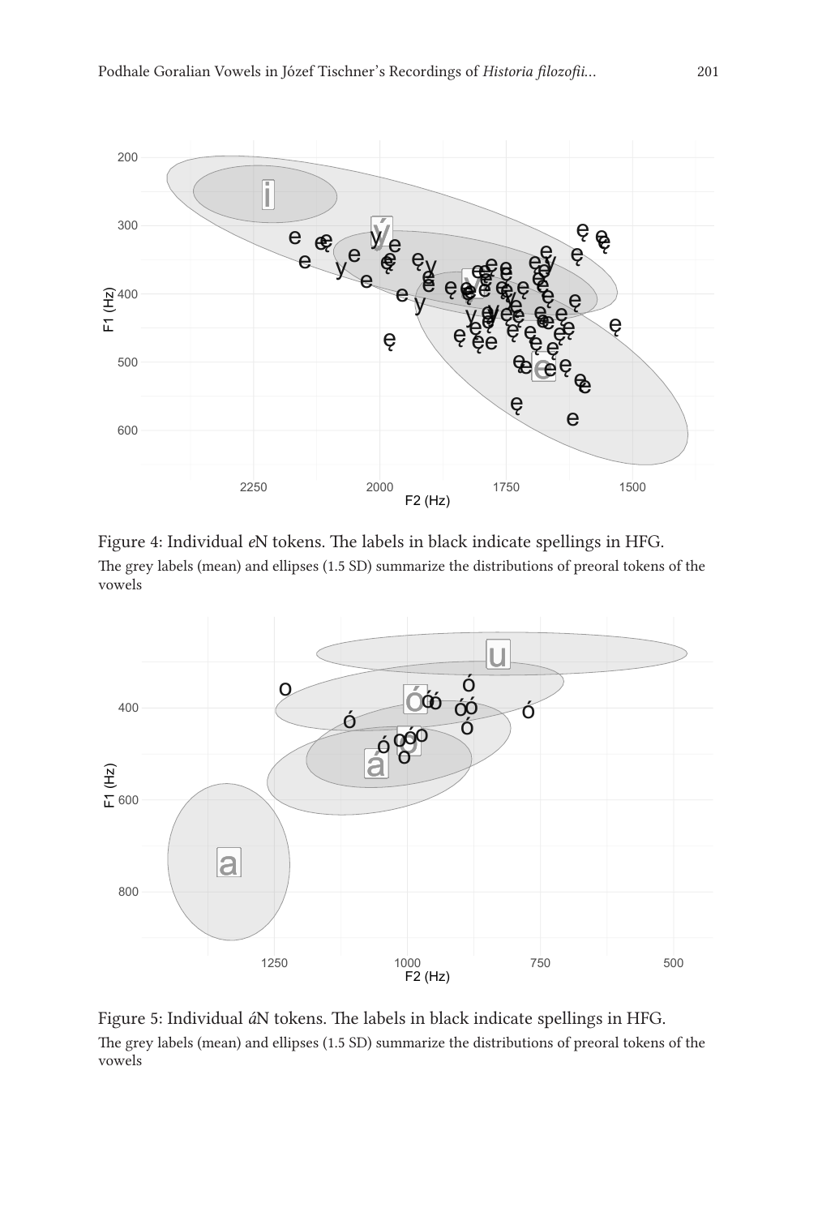Figure 4: Individual *e*N tokens. The labels in black indicate spellings in HFG.
The grey labels (mean) and ellipses (1.5 SD) summarize the distributions of preoral tokens of the vowels

Figure 5: Individual *á*N tokens. The labels in black indicate spellings in HFG.
The grey labels (mean) and ellipses (1.5 SD) summarize the distributions of preoral tokens of the vowels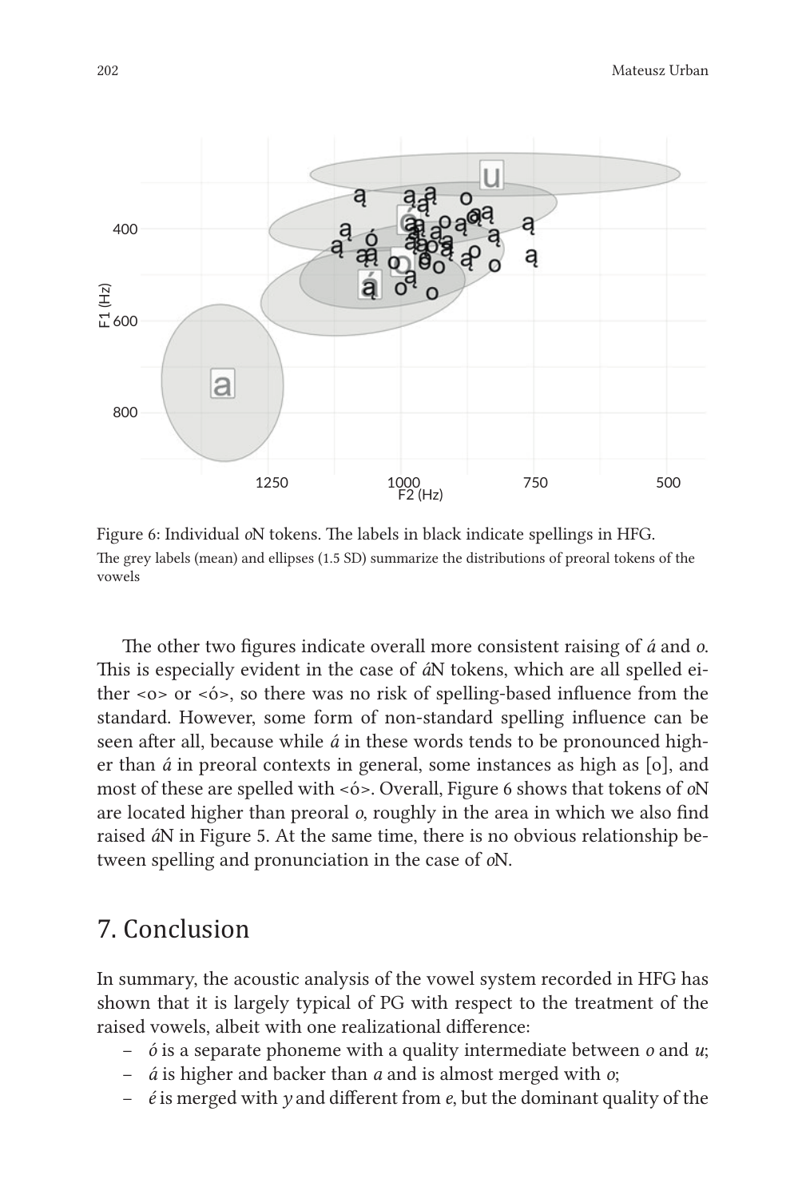Figure 6: Individual *o*N tokens. The labels in black indicate spellings in HFG.
The grey labels (mean) and ellipses (1.5 SD) summarize the distributions of preoral tokens of the vowels

The other two figures indicate overall more consistent raising of *á* and *o*. This is especially evident in the case of *á*N tokens, which are all spelled either <o> or <ó>, so there was no risk of spelling-based influence from the standard. However, some form of non-standard spelling influence can be seen after all, because while *á* in these words tends to be pronounced higher than *á* in preoral contexts in general, some instances as high as [o], and most of these are spelled with <ó>. Overall, Figure 6 shows that tokens of *o*N are located higher than preoral *o*, roughly in the area in which we also find raised *á*N in Figure 5. At the same time, there is no obvious relationship between spelling and pronunciation in the case of *o*N.

## 7. Conclusion

In summary, the acoustic analysis of the vowel system recorded in HFG has shown that it is largely typical of PG with respect to the treatment of the raised vowels, albeit with one realizational difference:

- *ó* is a separate phoneme with a quality intermediate between *o* and *u*;
- *á* is higher and backer than *a* and is almost merged with *o*;
- *é* is merged with *y* and different from *e*, but the dominant quality of the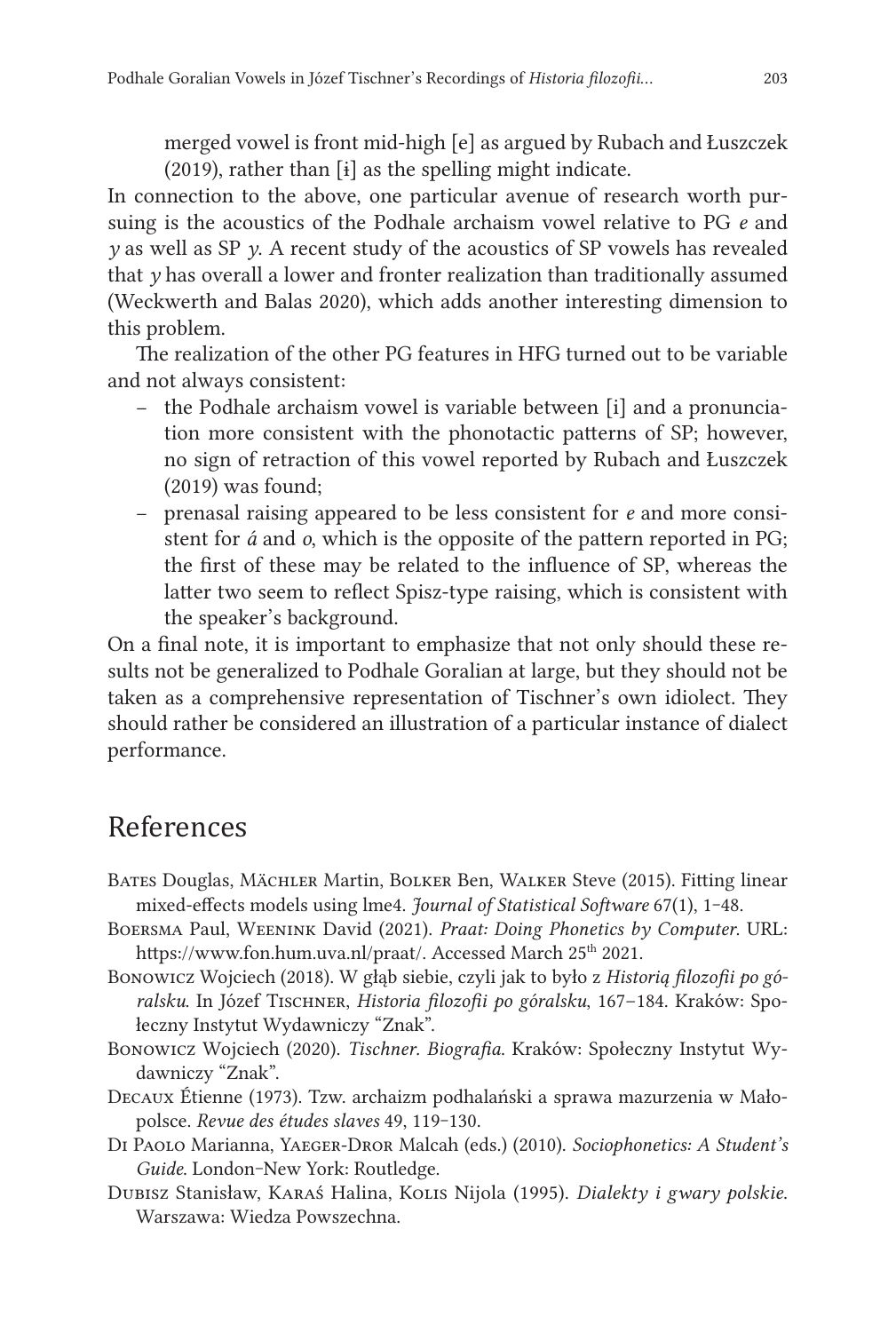merged vowel is front mid-high [e] as argued by Rubach and Łuszczek (2019), rather than [ɨ] as the spelling might indicate.

In connection to the above, one particular avenue of research worth pursuing is the acoustics of the Podhale archaism vowel relative to PG *e* and *y* as well as SP *y*. A recent study of the acoustics of SP vowels has revealed that *y* has overall a lower and fronter realization than traditionally assumed (Weckwerth and Balas 2020), which adds another interesting dimension to this problem.

The realization of the other PG features in HFG turned out to be variable and not always consistent:

- the Podhale archaism vowel is variable between [i] and a pronunciation more consistent with the phonotactic patterns of SP; however, no sign of retraction of this vowel reported by Rubach and Łuszczek (2019) was found;
- prenasal raising appeared to be less consistent for *e* and more consistent for *á* and *o*, which is the opposite of the pattern reported in PG; the first of these may be related to the influence of SP, whereas the latter two seem to reflect Spisz-type raising, which is consistent with the speaker's background.

On a final note, it is important to emphasize that not only should these results not be generalized to Podhale Goralian at large, but they should not be taken as a comprehensive representation of Tischner's own idiolect. They should rather be considered an illustration of a particular instance of dialect performance.

## References

Bates Douglas, Mächler Martin, Bolker Ben, Walker Steve (2015). Fitting linear mixed-effects models using lme4. *Journal of Statistical Software* 67(1), 1–48.

Boersma Paul, Weenink David (2021). *Praat: Doing Phonetics by Computer*. URL: https://www.fon.hum.uva.nl/praat/. Accessed March 25th 2021.

Bonowicz Wojciech (2018). W głąb siebie, czyli jak to było z *Historią filozofii po góralsku*. In Józef Tischner, *Historia filozofii po góralsku*, 167–184. Kraków: Społeczny Instytut Wydawniczy "Znak".

Bonowicz Wojciech (2020). *Tischner. Biografia*. Kraków: Społeczny Instytut Wydawniczy "Znak".

Decaux Étienne (1973). Tzw. archaizm podhalański a sprawa mazurzenia w Małopolsce. *Revue des études slaves* 49, 119–130.

Di Paolo Marianna, Yaeger-Dror Malcah (eds.) (2010). *Sociophonetics: A Student's Guide*. London–New York: Routledge.

Dubisz Stanisław, Karaś Halina, Kolis Nijola (1995). *Dialekty i gwary polskie*. Warszawa: Wiedza Powszechna.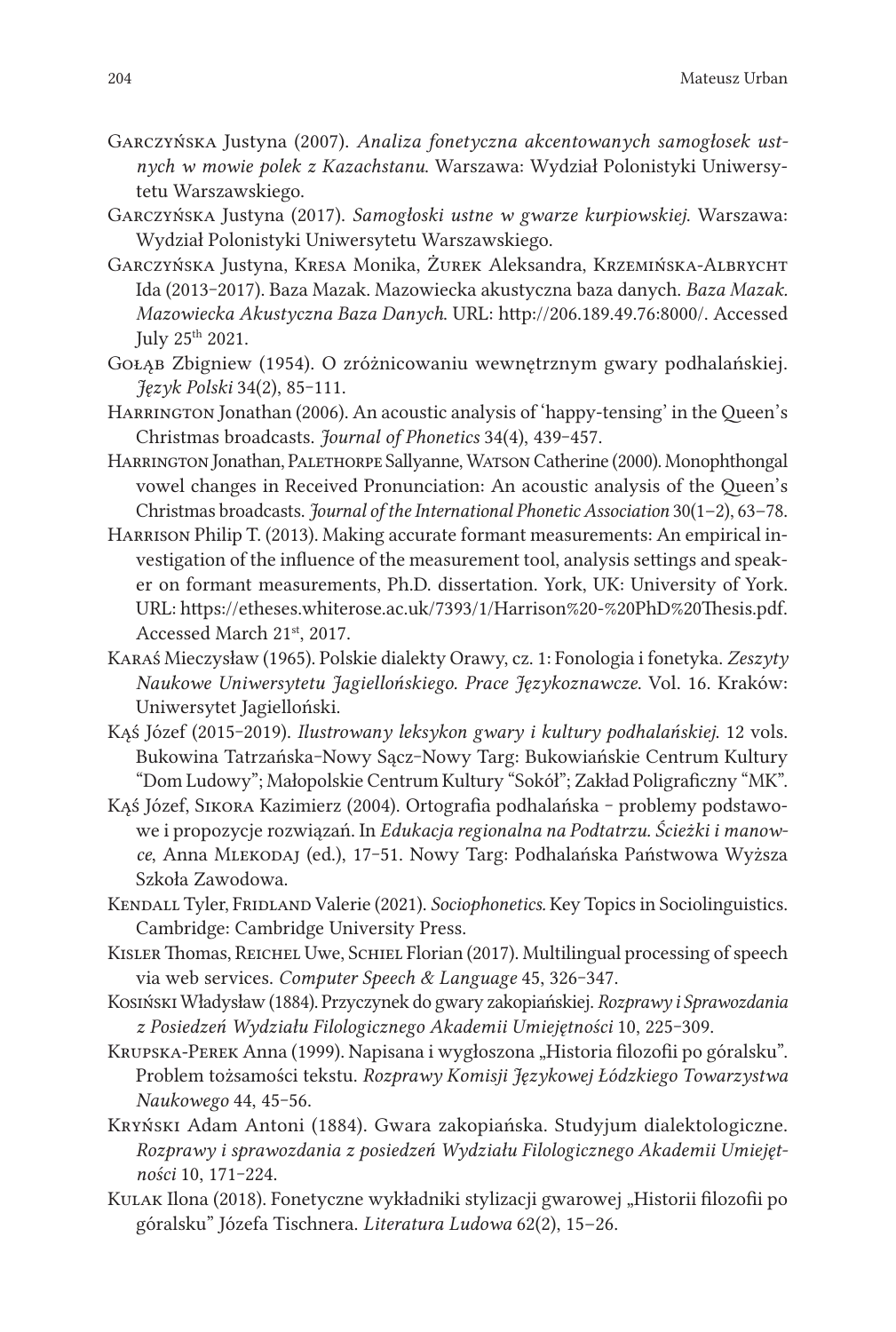Garczyńska Justyna (2007). *Analiza fonetyczna akcentowanych samogłosek ustnych w mowie polek z Kazachstanu*. Warszawa: Wydział Polonistyki Uniwersytetu Warszawskiego.

Garczyńska Justyna (2017). *Samogłoski ustne w gwarze kurpiowskiej*. Warszawa: Wydział Polonistyki Uniwersytetu Warszawskiego.

Garczyńska Justyna, Kresa Monika, Żurek Aleksandra, Krzemińska-Albrycht Ida (2013–2017). Baza Mazak. Mazowiecka akustyczna baza danych. *Baza Mazak. Mazowiecka Akustyczna Baza Danych*. URL: http://206.189.49.76:8000/. Accessed July 25th 2021.

Gołąb Zbigniew (1954). O zróżnicowaniu wewnętrznym gwary podhalańskiej. *Język Polski* 34(2), 85–111.

Harrington Jonathan (2006). An acoustic analysis of 'happy-tensing' in the Queen's Christmas broadcasts. *Journal of Phonetics* 34(4), 439–457.

Harrington Jonathan, Palethorpe Sallyanne, Watson Catherine (2000). Monophthongal vowel changes in Received Pronunciation: An acoustic analysis of the Queen's Christmas broadcasts. *Journal of the International Phonetic Association* 30(1–2), 63–78.

Harrison Philip T. (2013). Making accurate formant measurements: An empirical investigation of the influence of the measurement tool, analysis settings and speaker on formant measurements, Ph.D. dissertation. York, UK: University of York. URL: https://etheses.whiterose.ac.uk/7393/1/Harrison%20-%20PhD%20Thesis.pdf. Accessed March 21st, 2017.

Karaś Mieczysław (1965). Polskie dialekty Orawy, cz. 1: Fonologia i fonetyka. *Zeszyty Naukowe Uniwersytetu Jagiellońskiego. Prace Językoznawcze*. Vol. 16. Kraków: Uniwersytet Jagielloński.

Kąś Józef (2015–2019). *Ilustrowany leksykon gwary i kultury podhalańskiej*. 12 vols. Bukowina Tatrzańska–Nowy Sącz–Nowy Targ: Bukowiańskie Centrum Kultury "Dom Ludowy"; Małopolskie Centrum Kultury "Sokół"; Zakład Poligraficzny "MK".

Kąś Józef, Sikora Kazimierz (2004). Ortografia podhalańska – problemy podstawowe i propozycje rozwiązań. In *Edukacja regionalna na Podtatrzu. Ścieżki i manowce*, Anna Mlekodaj (ed.), 17–51. Nowy Targ: Podhalańska Państwowa Wyższa Szkoła Zawodowa.

Kendall Tyler, Fridland Valerie (2021). *Sociophonetics.* Key Topics in Sociolinguistics. Cambridge: Cambridge University Press.

Kisler Thomas, Reichel Uwe, Schiel Florian (2017). Multilingual processing of speech via web services. *Computer Speech & Language* 45, 326–347.

Kosiński Władysław (1884). Przyczynek do gwary zakopiańskiej. *Rozprawy i Sprawozdania z Posiedzeń Wydziału Filologicznego Akademii Umiejętności* 10, 225–309.

Krupska-Perek Anna (1999). Napisana i wygłoszona „Historia filozofii po góralsku". Problem tożsamości tekstu. *Rozprawy Komisji Językowej Łódzkiego Towarzystwa Naukowego* 44, 45–56.

Kryński Adam Antoni (1884). Gwara zakopiańska. Studyjum dialektologiczne. *Rozprawy i sprawozdania z posiedzeń Wydziału Filologicznego Akademii Umiejętności* 10, 171–224.

Kulak Ilona (2018). Fonetyczne wykładniki stylizacji gwarowej „Historii filozofii po góralsku" Józefa Tischnera. *Literatura Ludowa* 62(2), 15–26.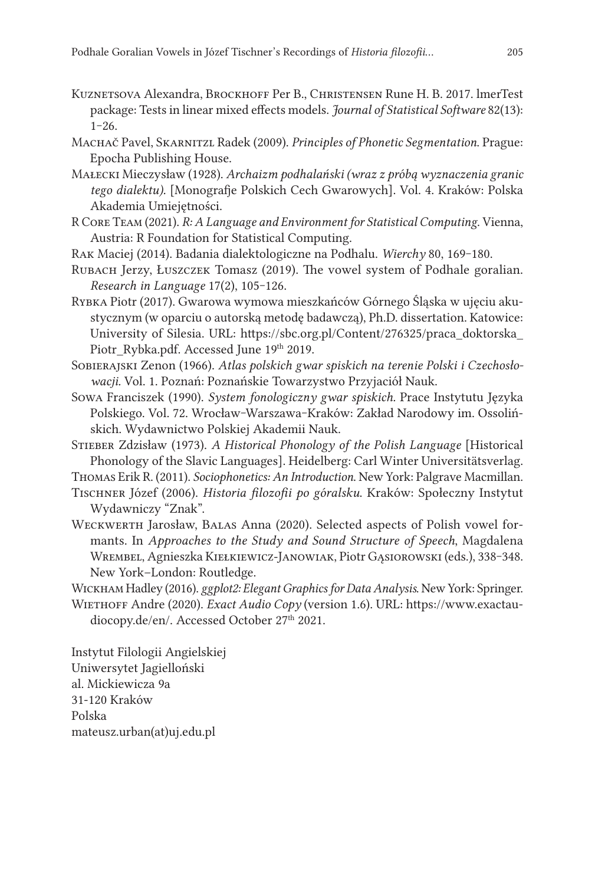Kuznetsova Alexandra, Brockhoff Per B., Christensen Rune H. B. 2017. lmerTest package: Tests in linear mixed effects models. *Journal of Statistical Software* 82(13): 1–26.

Machač Pavel, Skarnitzl Radek (2009). *Principles of Phonetic Segmentation*. Prague: Epocha Publishing House.

Małecki Mieczysław (1928). *Archaizm podhalański (wraz z próbą wyznaczenia granic tego dialektu)*. [Monografje Polskich Cech Gwarowych]. Vol. 4. Kraków: Polska Akademia Umiejętności.

R Core Team (2021). *R: A Language and Environment for Statistical Computing*. Vienna, Austria: R Foundation for Statistical Computing.

Rak Maciej (2014). Badania dialektologiczne na Podhalu. *Wierchy* 80, 169–180.

Rubach Jerzy, Łuszczek Tomasz (2019). The vowel system of Podhale goralian. *Research in Language* 17(2), 105–126.

Rybka Piotr (2017). Gwarowa wymowa mieszkańców Górnego Śląska w ujęciu akustycznym (w oparciu o autorską metodę badawczą), Ph.D. dissertation. Katowice: University of Silesia. URL: https://sbc.org.pl/Content/276325/praca_doktorska_Piotr_Rybka.pdf. Accessed June 19th 2019.

Sobierajski Zenon (1966). *Atlas polskich gwar spiskich na terenie Polski i Czechosłowacji*. Vol. 1. Poznań: Poznańskie Towarzystwo Przyjaciół Nauk.

Sowa Franciszek (1990). *System fonologiczny gwar spiskich*. Prace Instytutu Języka Polskiego. Vol. 72. Wrocław–Warszawa–Kraków: Zakład Narodowy im. Ossolińskich. Wydawnictwo Polskiej Akademii Nauk.

Stieber Zdzisław (1973). *A Historical Phonology of the Polish Language* [Historical Phonology of the Slavic Languages]. Heidelberg: Carl Winter Universitätsverlag.

Thomas Erik R. (2011). *Sociophonetics: An Introduction*. New York: Palgrave Macmillan.

Tischner Józef (2006). *Historia filozofii po góralsku*. Kraków: Społeczny Instytut Wydawniczy "Znak".

Weckwerth Jarosław, Balas Anna (2020). Selected aspects of Polish vowel formants. In *Approaches to the Study and Sound Structure of Speech*, Magdalena Wrembel, Agnieszka Kiełkiewicz-Janowiak, Piotr Gąsiorowski (eds.), 338–348. New York–London: Routledge.

Wickham Hadley (2016). *ggplot2: Elegant Graphics for Data Analysis*. New York: Springer.

Wiethoff Andre (2020). *Exact Audio Copy* (version 1.6). URL: https://www.exactaudiocopy.de/en/. Accessed October 27th 2021.

Instytut Filologii Angielskiej
Uniwersytet Jagielloński
al. Mickiewicza 9a
31-120 Kraków
Polska
mateusz.urban(at)uj.edu.pl